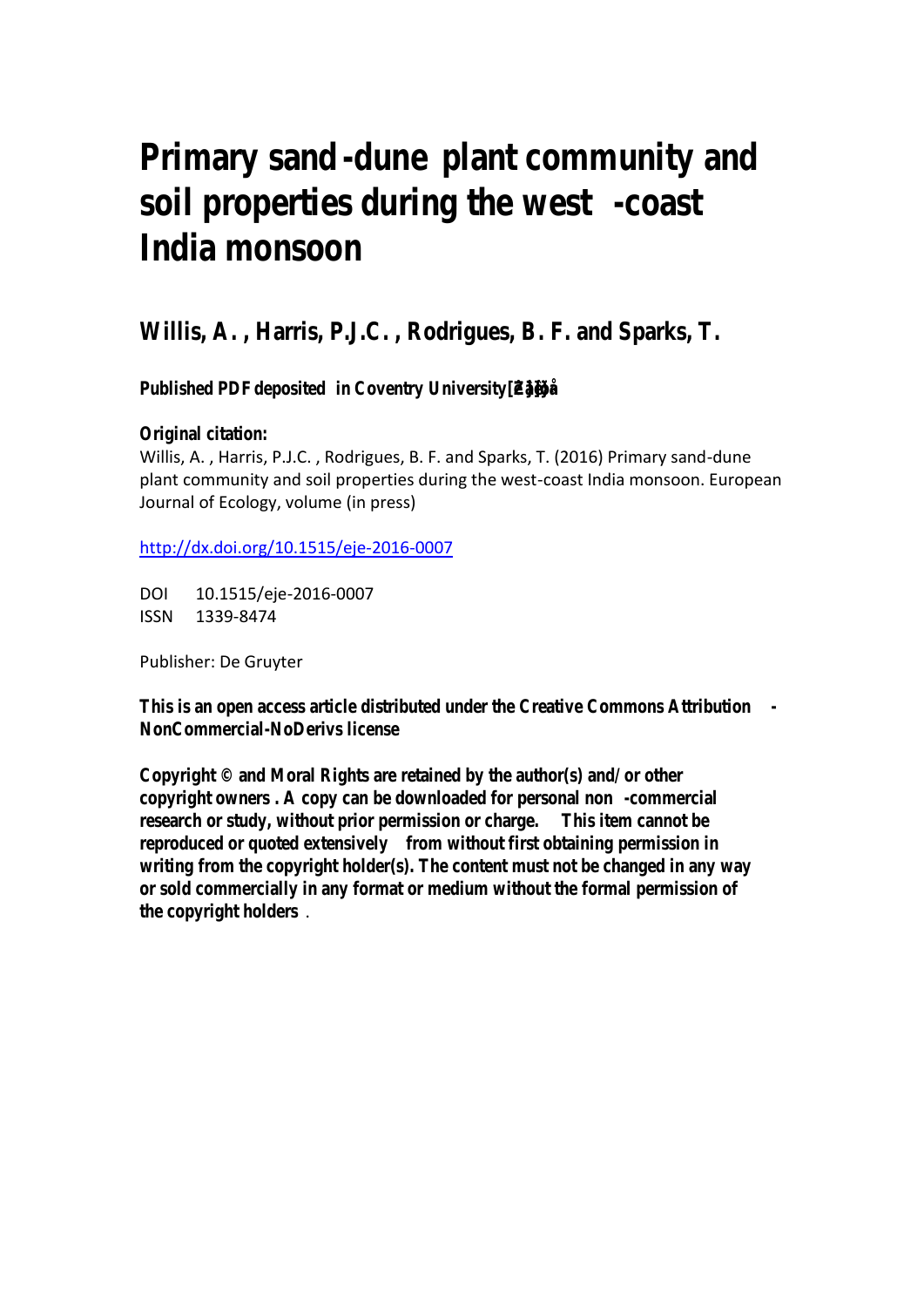# Primary sand-dune plant community and soil properties during the west-coast India monsoon

## Willis, A. , Harris, P.J.C. , Rodrigues, B. F. and Sparks, T.

**Published PDF deposited in Coventry University [Repository]**

**Original citation:**

Willis, A. , Harris, P.J.C. , Rodrigues, B. F. and Sparks, T. (2016) Primary sand-dune plant community and soil properties during the west-coast India monsoon. European Journal of Ecology, volume (in press)

http://dx.doi.org/10.1515/eje-2016-0007

DOI 10.1515/eje-2016-0007
ISSN 1339-8474

Publisher: De Gruyter

**This is an open access article distributed under the Creative Commons Attribution - NonCommercial-NoDerivs license**

**Copyright © and Moral Rights are retained by the author(s) and/ or other copyright owners. A copy can be downloaded for personal non-commercial research or study, without prior permission or charge. This item cannot be reproduced or quoted extensively from without first obtaining permission in writing from the copyright holder(s). The content must not be changed in any way or sold commercially in any format or medium without the formal permission of the copyright holders.**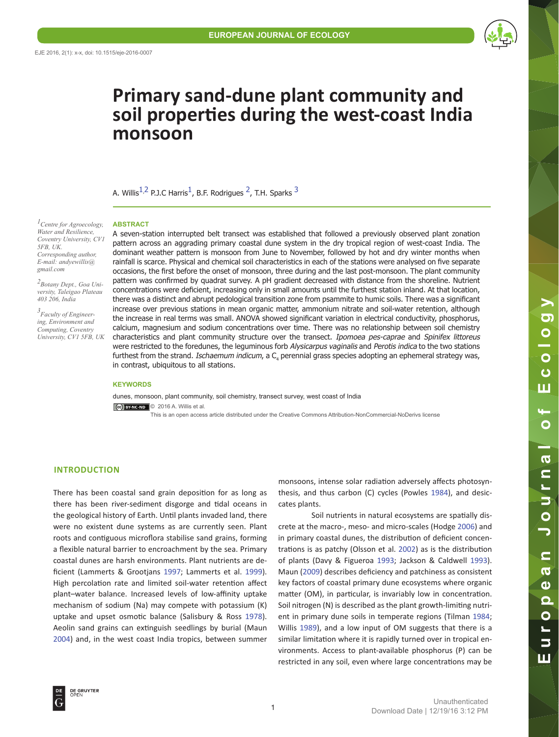# Primary sand-dune plant community and soil properties during the west-coast India monsoon

A. Willis[1,2] P.J.C Harris[1], B.F. Rodrigues [2], T.H. Sparks [3]

*[1]Centre for Agroecology, Water and Resilience, Coventry University, CV1 5FB, UK. Corresponding author, E-mail: andyewillis@gmail.com*

*[2]Botany Dept., Goa University, Taleigao Plateau 403 206, India*

*[3]Faculty of Engineering, Environment and Computing, Coventry University, CV1 5FB, UK*

## ABSTRACT

A seven-station interrupted belt transect was established that followed a previously observed plant zonation pattern across an aggrading primary coastal dune system in the dry tropical region of west-coast India. The dominant weather pattern is monsoon from June to November, followed by hot and dry winter months when rainfall is scarce. Physical and chemical soil characteristics in each of the stations were analysed on five separate occasions, the first before the onset of monsoon, three during and the last post-monsoon. The plant community pattern was confirmed by quadrat survey. A pH gradient decreased with distance from the shoreline. Nutrient concentrations were deficient, increasing only in small amounts until the furthest station inland. At that location, there was a distinct and abrupt pedological transition zone from psammite to humic soils. There was a significant increase over previous stations in mean organic matter, ammonium nitrate and soil-water retention, although the increase in real terms was small. ANOVA showed significant variation in electrical conductivity, phosphorus, calcium, magnesium and sodium concentrations over time. There was no relationship between soil chemistry characteristics and plant community structure over the transect. *Ipomoea pes-caprae* and *Spinifex littoreus* were restricted to the foredunes, the leguminous forb *Alysicarpus vaginalis* and *Perotis indica* to the two stations furthest from the strand. *Ischaemum indicum*, a $C_4$ perennial grass species adopting an ephemeral strategy was, in contrast, ubiquitous to all stations.

### KEYWORDS

dunes, monsoon, plant community, soil chemistry, transect survey, west coast of India

© 2016 A. Willis et al.

This is an open access article distributed under the Creative Commons Attribution-NonCommercial-NoDerivs license

## INTRODUCTION

There has been coastal sand grain deposition for as long as there has been river-sediment disgorge and tidal oceans in the geological history of Earth. Until plants invaded land, there were no existent dune systems as are currently seen. Plant roots and contiguous microflora stabilise sand grains, forming a flexible natural barrier to encroachment by the sea. Primary coastal dunes are harsh environments. Plant nutrients are deficient (Lammerts & Grootjans 1997; Lammerts et al. 1999). High percolation rate and limited soil-water retention affect plant–water balance. Increased levels of low-affinity uptake mechanism of sodium (Na) may compete with potassium (K) uptake and upset osmotic balance (Salisbury & Ross 1978). Aeolin sand grains can extinguish seedlings by burial (Maun 2004) and, in the west coast India tropics, between summer monsoons, intense solar radiation adversely affects photosynthesis, and thus carbon (C) cycles (Powles 1984), and desiccates plants.

Soil nutrients in natural ecosystems are spatially discrete at the macro-, meso- and micro-scales (Hodge 2006) and in primary coastal dunes, the distribution of deficient concentrations is as patchy (Olsson et al. 2002) as is the distribution of plants (Davy & Figueroa 1993; Jackson & Caldwell 1993). Maun (2009) describes deficiency and patchiness as consistent key factors of coastal primary dune ecosystems where organic matter (OM), in particular, is invariably low in concentration. Soil nitrogen (N) is described as the plant growth-limiting nutrient in primary dune soils in temperate regions (Tilman 1984; Willis 1989), and a low input of OM suggests that there is a similar limitation where it is rapidly turned over in tropical environments. Access to plant-available phosphorus (P) can be restricted in any soil, even where large concentrations may be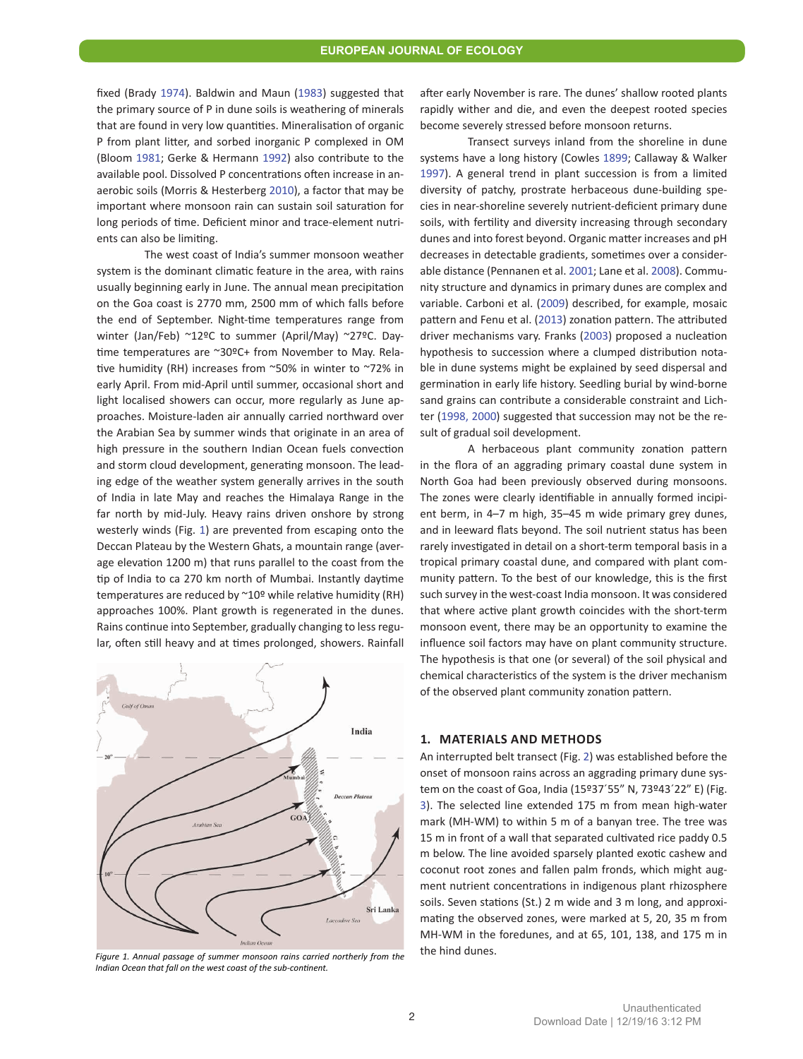fixed (Brady 1974). Baldwin and Maun (1983) suggested that the primary source of P in dune soils is weathering of minerals that are found in very low quantities. Mineralisation of organic P from plant litter, and sorbed inorganic P complexed in OM (Bloom 1981; Gerke & Hermann 1992) also contribute to the available pool. Dissolved P concentrations often increase in anaerobic soils (Morris & Hesterberg 2010), a factor that may be important where monsoon rain can sustain soil saturation for long periods of time. Deficient minor and trace-element nutrients can also be limiting.

The west coast of India's summer monsoon weather system is the dominant climatic feature in the area, with rains usually beginning early in June. The annual mean precipitation on the Goa coast is 2770 mm, 2500 mm of which falls before the end of September. Night-time temperatures range from winter (Jan/Feb) ~12ºC to summer (April/May) ~27ºC. Daytime temperatures are ~30ºC+ from November to May. Relative humidity (RH) increases from ~50% in winter to ~72% in early April. From mid-April until summer, occasional short and light localised showers can occur, more regularly as June approaches. Moisture-laden air annually carried northward over the Arabian Sea by summer winds that originate in an area of high pressure in the southern Indian Ocean fuels convection and storm cloud development, generating monsoon. The leading edge of the weather system generally arrives in the south of India in late May and reaches the Himalaya Range in the far north by mid-July. Heavy rains driven onshore by strong westerly winds (Fig. 1) are prevented from escaping onto the Deccan Plateau by the Western Ghats, a mountain range (average elevation 1200 m) that runs parallel to the coast from the tip of India to ca 270 km north of Mumbai. Instantly daytime temperatures are reduced by ~10º while relative humidity (RH) approaches 100%. Plant growth is regenerated in the dunes. Rains continue into September, gradually changing to less regular, often still heavy and at times prolonged, showers. Rainfall after early November is rare. The dunes' shallow rooted plants rapidly wither and die, and even the deepest rooted species become severely stressed before monsoon returns.

*Figure 1. Annual passage of summer monsoon rains carried northerly from the Indian Ocean that fall on the west coast of the sub-continent.*

Transect surveys inland from the shoreline in dune systems have a long history (Cowles 1899; Callaway & Walker 1997). A general trend in plant succession is from a limited diversity of patchy, prostrate herbaceous dune-building species in near-shoreline severely nutrient-deficient primary dune soils, with fertility and diversity increasing through secondary dunes and into forest beyond. Organic matter increases and pH decreases in detectable gradients, sometimes over a considerable distance (Pennanen et al. 2001; Lane et al. 2008). Community structure and dynamics in primary dunes are complex and variable. Carboni et al. (2009) described, for example, mosaic pattern and Fenu et al. (2013) zonation pattern. The attributed driver mechanisms vary. Franks (2003) proposed a nucleation hypothesis to succession where a clumped distribution notable in dune systems might be explained by seed dispersal and germination in early life history. Seedling burial by wind-borne sand grains can contribute a considerable constraint and Lichter (1998, 2000) suggested that succession may not be the result of gradual soil development.

A herbaceous plant community zonation pattern in the flora of an aggrading primary coastal dune system in North Goa had been previously observed during monsoons. The zones were clearly identifiable in annually formed incipient berm, in 4–7 m high, 35–45 m wide primary grey dunes, and in leeward flats beyond. The soil nutrient status has been rarely investigated in detail on a short-term temporal basis in a tropical primary coastal dune, and compared with plant community pattern. To the best of our knowledge, this is the first such survey in the west-coast India monsoon. It was considered that where active plant growth coincides with the short-term monsoon event, there may be an opportunity to examine the influence soil factors may have on plant community structure. The hypothesis is that one (or several) of the soil physical and chemical characteristics of the system is the driver mechanism of the observed plant community zonation pattern.

## 1. MATERIALS AND METHODS

An interrupted belt transect (Fig. 2) was established before the onset of monsoon rains across an aggrading primary dune system on the coast of Goa, India (15º37´55" N, 73º43´22" E) (Fig. 3). The selected line extended 175 m from mean high-water mark (MH-WM) to within 5 m of a banyan tree. The tree was 15 m in front of a wall that separated cultivated rice paddy 0.5 m below. The line avoided sparsely planted exotic cashew and coconut root zones and fallen palm fronds, which might augment nutrient concentrations in indigenous plant rhizosphere soils. Seven stations (St.) 2 m wide and 3 m long, and approximating the observed zones, were marked at 5, 20, 35 m from MH-WM in the foredunes, and at 65, 101, 138, and 175 m in the hind dunes.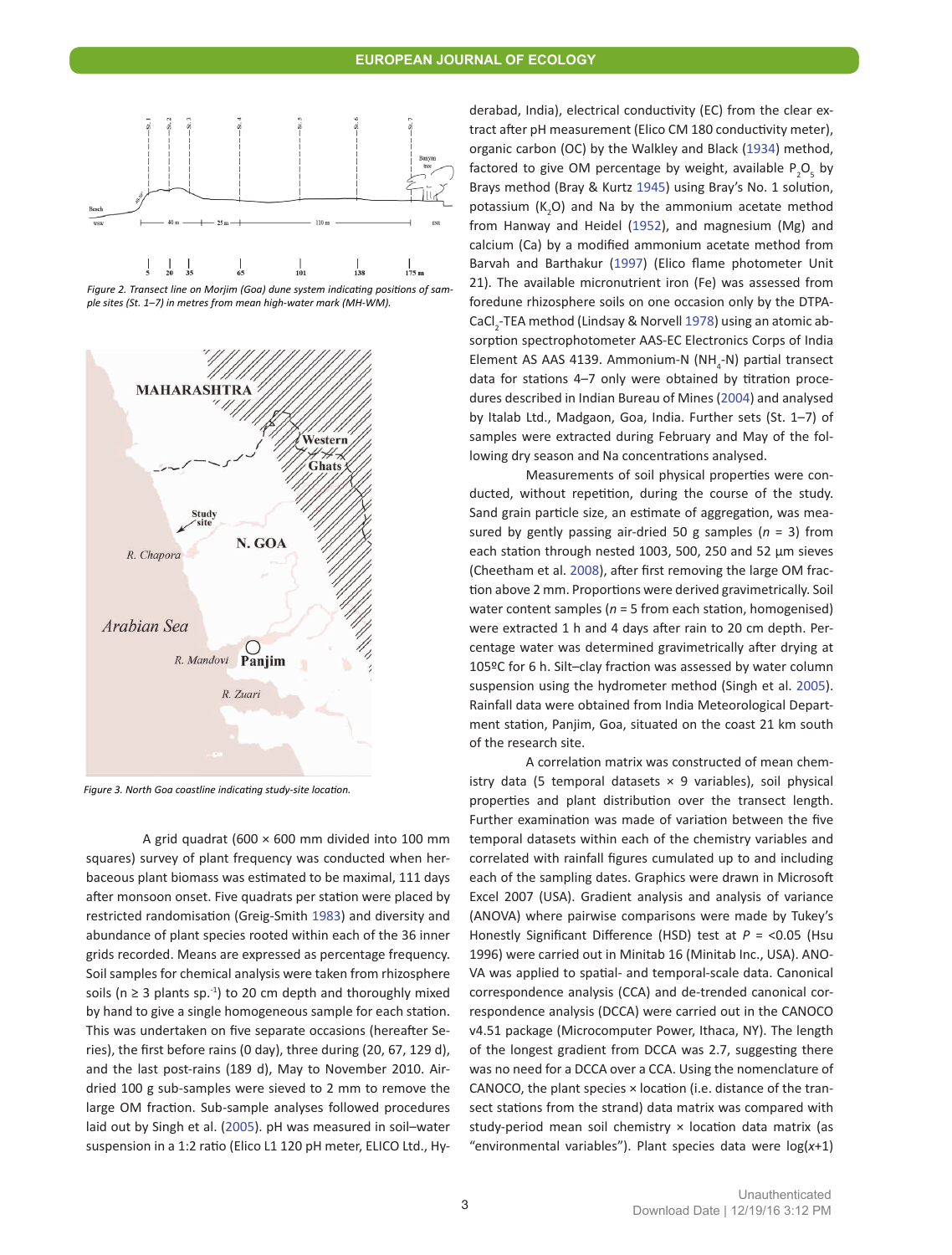Figure 2. Transect line on Morjim (Goa) dune system indicating positions of sample sites (St. 1–7) in metres from mean high-water mark (MH-WM).

Figure 3. North Goa coastline indicating study-site location.

A grid quadrat (600 × 600 mm divided into 100 mm squares) survey of plant frequency was conducted when herbaceous plant biomass was estimated to be maximal, 111 days after monsoon onset. Five quadrats per station were placed by restricted randomisation (Greig-Smith 1983) and diversity and abundance of plant species rooted within each of the 36 inner grids recorded. Means are expressed as percentage frequency. Soil samples for chemical analysis were taken from rhizosphere soils (n ≥ 3 plants sp.$^{-1}$) to 20 cm depth and thoroughly mixed by hand to give a single homogeneous sample for each station. This was undertaken on five separate occasions (hereafter Series), the first before rains (0 day), three during (20, 67, 129 d), and the last post-rains (189 d), May to November 2010. Air-dried 100 g sub-samples were sieved to 2 mm to remove the large OM fraction. Sub-sample analyses followed procedures laid out by Singh et al. (2005). pH was measured in soil–water suspension in a 1:2 ratio (Elico L1 120 pH meter, ELICO Ltd., Hyderabad, India), electrical conductivity (EC) from the clear extract after pH measurement (Elico CM 180 conductivity meter), organic carbon (OC) by the Walkley and Black (1934) method, factored to give OM percentage by weight, available $P_2O_5$ by Brays method (Bray & Kurtz 1945) using Bray's No. 1 solution, potassium ($K_2O$) and Na by the ammonium acetate method from Hanway and Heidel (1952), and magnesium (Mg) and calcium (Ca) by a modified ammonium acetate method from Barvah and Barthakur (1997) (Elico flame photometer Unit 21). The available micronutrient iron (Fe) was assessed from foredune rhizosphere soils on one occasion only by the DTPA-$CaCl_2$-TEA method (Lindsay & Norvell 1978) using an atomic absorption spectrophotometer AAS-EC Electronics Corps of India Element AS AAS 4139. Ammonium-N ($NH_4$-N) partial transect data for stations 4–7 only were obtained by titration procedures described in Indian Bureau of Mines (2004) and analysed by Italab Ltd., Madgaon, Goa, India. Further sets (St. 1–7) of samples were extracted during February and May of the following dry season and Na concentrations analysed.

Measurements of soil physical properties were conducted, without repetition, during the course of the study. Sand grain particle size, an estimate of aggregation, was measured by gently passing air-dried 50 g samples ($n$ = 3) from each station through nested 1003, 500, 250 and 52 µm sieves (Cheetham et al. 2008), after first removing the large OM fraction above 2 mm. Proportions were derived gravimetrically. Soil water content samples ($n$ = 5 from each station, homogenised) were extracted 1 h and 4 days after rain to 20 cm depth. Percentage water was determined gravimetrically after drying at 105ºC for 6 h. Silt–clay fraction was assessed by water column suspension using the hydrometer method (Singh et al. 2005). Rainfall data were obtained from India Meteorological Department station, Panjim, Goa, situated on the coast 21 km south of the research site.

A correlation matrix was constructed of mean chemistry data (5 temporal datasets × 9 variables), soil physical properties and plant distribution over the transect length. Further examination was made of variation between the five temporal datasets within each of the chemistry variables and correlated with rainfall figures cumulated up to and including each of the sampling dates. Graphics were drawn in Microsoft Excel 2007 (USA). Gradient analysis and analysis of variance (ANOVA) where pairwise comparisons were made by Tukey's Honestly Significant Difference (HSD) test at $P$ = <0.05 (Hsu 1996) were carried out in Minitab 16 (Minitab Inc., USA). ANOVA was applied to spatial- and temporal-scale data. Canonical correspondence analysis (CCA) and de-trended canonical correspondence analysis (DCCA) were carried out in the CANOCO v4.51 package (Microcomputer Power, Ithaca, NY). The length of the longest gradient from DCCA was 2.7, suggesting there was no need for a DCCA over a CCA. Using the nomenclature of CANOCO, the plant species × location (i.e. distance of the transect stations from the strand) data matrix was compared with study-period mean soil chemistry × location data matrix (as "environmental variables"). Plant species data were log($x$+1)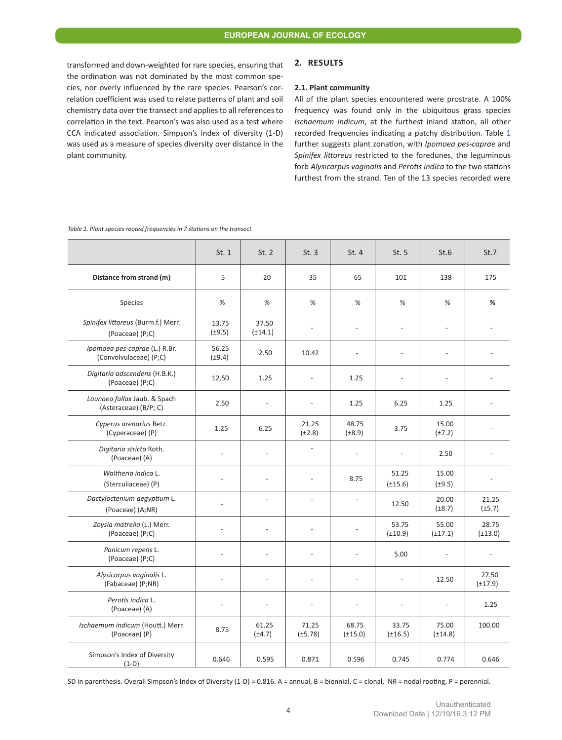transformed and down-weighted for rare species, ensuring that the ordination was not dominated by the most common species, nor overly influenced by the rare species. Pearson's correlation coefficient was used to relate patterns of plant and soil chemistry data over the transect and applies to all references to correlation in the text. Pearson's was also used as a test where CCA indicated association. Simpson's index of diversity (1-D) was used as a measure of species diversity over distance in the plant community.

## 2. RESULTS

### 2.1. Plant community

All of the plant species encountered were prostrate. A 100% frequency was found only in the ubiquitous grass species *Ischaemum indicum*, at the furthest inland station, all other recorded frequencies indicating a patchy distribution. Table 1 further suggests plant zonation, with *Ipomoea pes-caprae* and *Spinifex littoreus* restricted to the foredunes, the leguminous forb *Alysicarpus vaginalis* and *Perotis indica* to the two stations furthest from the strand. Ten of the 13 species recorded were

*Table 1. Plant species rooted frequencies in 7 stations on the transect*

| | St. 1 | St. 2 | St. 3 | St. 4 | St. 5 | St.6 | St.7 |
|---|---|---|---|---|---|---|---|
| **Distance from strand (m)** | 5 | 20 | 35 | 65 | 101 | 138 | 175 |
| Species | % | % | % | % | % | % | **%** |
| *Spinifex littoreus* (Burm.f.) Merr. (Poaceae) (P;C) | 13.75 (±9.5) | 37.50 (±14.1) | - | - | - | - | - |
| *Ipomoea pes-caprae* (L.) R.Br. (Convolvulaceae) (P;C) | 56.25 (±9.4) | 2.50 | 10.42 | - | - | - | - |
| *Digitaria adscendens* (H.B.K.) (Poaceae) (P;C) | 12.50 | 1.25 | - | 1.25 | - | - | - |
| *Launaea fallax* Jaub. & Spach (Asteraceae) (B/P; C) | 2.50 | - | - | 1.25 | 6.25 | 1.25 | - |
| *Cyperus arenarius* Retz. (Cyperaceae) (P) | 1.25 | 6.25 | 21.25 (±2.8) | 48.75 (±8.9) | 3.75 | 15.00 (±7.2) | - |
| *Digitaria stricta* Roth. (Poaceae) (A) | - | - | - | - | - | 2.50 | - |
| *Waltheria indica* L. (Sterculiaceae) (P) | - | - | - | 8.75 | 51.25 (±15.6) | 15.00 (±9.5) | - |
| *Dactyloctenium aegyptium* L. (Poaceae) (A;NR) | - | - | - | - | 12.50 | 20.00 (±8.7) | 21.25 (±5.7) |
| *Zoysia matrella* (L.) Merr. (Poaceae) (P;C) | - | - | - | - | 53.75 (±10.9) | 55.00 (±17.1) | 28.75 (±13.0) |
| *Panicum repens* L. (Poaceae) (P;C) | - | - | - | - | 5.00 | - | - |
| *Alysicarpus vaginalis* L. (Fabaceae) (P;NR) | - | - | - | - | - | 12.50 | 27.50 (±17.9) |
| *Perotis indica* L. (Poaceae) (A) | - | - | - | - | - | - | 1.25 |
| *Ischaemum indicum* (Houtt.) Merr. (Poaceae) (P) | 8.75 | 61.25 (±4.7) | 71.25 (±5.78) | 68.75 (±15.0) | 33.75 (±16.5) | 75.00 (±14.8) | 100.00 |
| Simpson's Index of Diversity (1-D) | 0.646 | 0.595 | 0.871 | 0.596 | 0.745 | 0.774 | 0.646 |

SD in parenthesis. Overall Simpson's Index of Diversity (1-D) = 0.816. A = annual, B = biennial, C = clonal, NR = nodal rooting, P = perennial.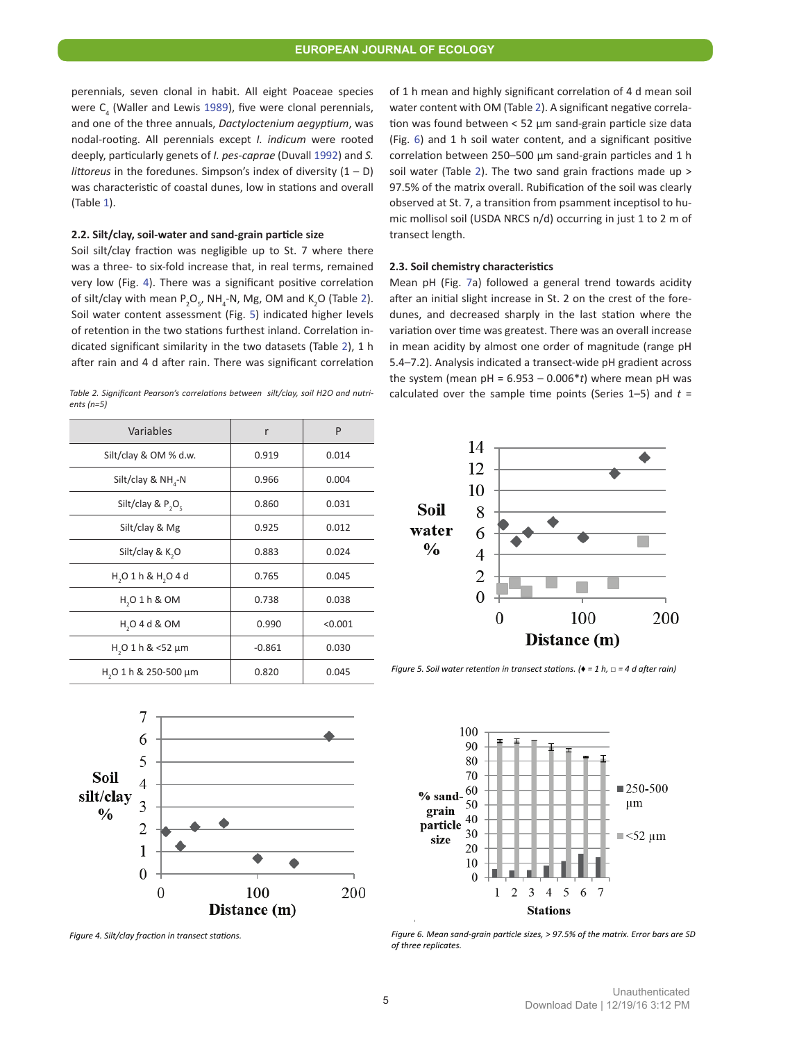perennials, seven clonal in habit. All eight Poaceae species were $C_4$ (Waller and Lewis 1989), five were clonal perennials, and one of the three annuals, *Dactyloctenium aegyptium*, was nodal-rooting. All perennials except *I. indicum* were rooted deeply, particularly genets of *I. pes-caprae* (Duvall 1992) and *S. littoreus* in the foredunes. Simpson's index of diversity (1 – D) was characteristic of coastal dunes, low in stations and overall (Table 1).

### 2.2. Silt/clay, soil-water and sand-grain particle size

Soil silt/clay fraction was negligible up to St. 7 where there was a three- to six-fold increase that, in real terms, remained very low (Fig. 4). There was a significant positive correlation of silt/clay with mean $P_2O_5$, $NH_4$-N, Mg, OM and $K_2O$ (Table 2). Soil water content assessment (Fig. 5) indicated higher levels of retention in the two stations furthest inland. Correlation indicated significant similarity in the two datasets (Table 2), 1 h after rain and 4 d after rain. There was significant correlation of 1 h mean and highly significant correlation of 4 d mean soil water content with OM (Table 2). A significant negative correlation was found between < 52 µm sand-grain particle size data (Fig. 6) and 1 h soil water content, and a significant positive correlation between 250–500 µm sand-grain particles and 1 h soil water (Table 2). The two sand grain fractions made up > 97.5% of the matrix overall. Rubification of the soil was clearly observed at St. 7, a transition from psamment inceptisol to humic mollisol soil (USDA NRCS n/d) occurring in just 1 to 2 m of transect length.

*Table 2. Significant Pearson's correlations between silt/clay, soil H2O and nutrients (n=5)*

| Variables | r | P |
|---|---|---|
| Silt/clay & OM % d.w. | 0.919 | 0.014 |
| Silt/clay & $NH_4$-N | 0.966 | 0.004 |
| Silt/clay & $P_2O_5$ | 0.860 | 0.031 |
| Silt/clay & Mg | 0.925 | 0.012 |
| Silt/clay & $K_2O$ | 0.883 | 0.024 |
| $H_2O$ 1 h & $H_2O$ 4 d | 0.765 | 0.045 |
| $H_2O$ 1 h & OM | 0.738 | 0.038 |
| $H_2O$ 4 d & OM | 0.990 | <0.001 |
| $H_2O$ 1 h & <52 µm | -0.861 | 0.030 |
| $H_2O$ 1 h & 250-500 µm | 0.820 | 0.045 |

*Figure 5. Soil water retention in transect stations. (♦ = 1 h, □ = 4 d after rain)*

*Figure 4. Silt/clay fraction in transect stations.*

*Figure 6. Mean sand-grain particle sizes, > 97.5% of the matrix. Error bars are SD of three replicates.*

### 2.3. Soil chemistry characteristics

Mean pH (Fig. 7a) followed a general trend towards acidity after an initial slight increase in St. 2 on the crest of the foredunes, and decreased sharply in the last station where the variation over time was greatest. There was an overall increase in mean acidity by almost one order of magnitude (range pH 5.4–7.2). Analysis indicated a transect-wide pH gradient across the system (mean pH = 6.953 – 0.006\*$t$) where mean pH was calculated over the sample time points (Series 1–5) and $t$ =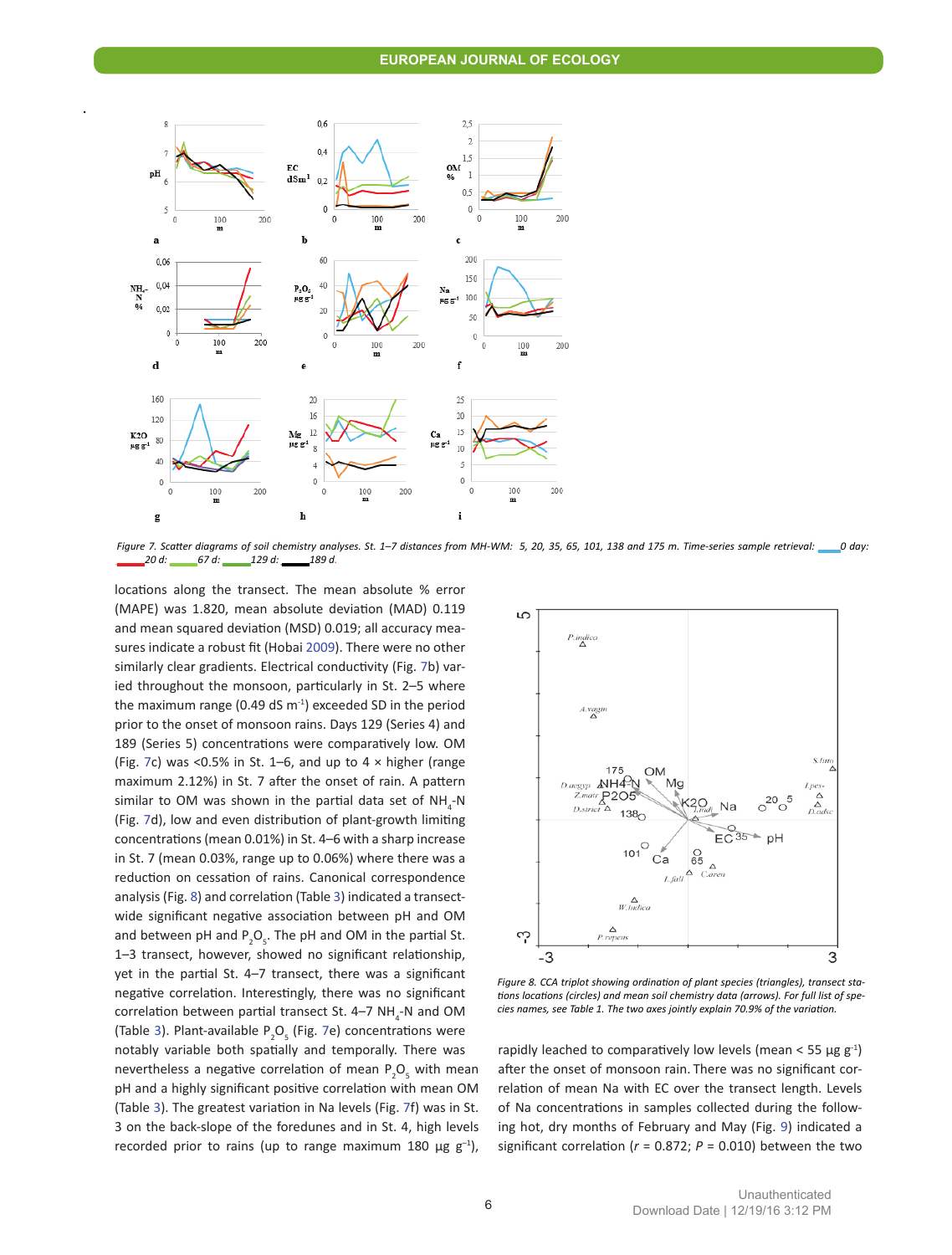*Figure 7. Scatter diagrams of soil chemistry analyses. St. 1–7 distances from MH-WM: 5, 20, 35, 65, 101, 138 and 175 m. Time-series sample retrieval: 0 day: 20 d: 67 d: 129 d: 189 d.*

locations along the transect. The mean absolute % error (MAPE) was 1.820, mean absolute deviation (MAD) 0.119 and mean squared deviation (MSD) 0.019; all accuracy measures indicate a robust fit (Hobai 2009). There were no other similarly clear gradients. Electrical conductivity (Fig. 7b) varied throughout the monsoon, particularly in St. 2–5 where the maximum range (0.49 dS $m^{-1}$) exceeded SD in the period prior to the onset of monsoon rains. Days 129 (Series 4) and 189 (Series 5) concentrations were comparatively low. OM (Fig. 7c) was <0.5% in St. 1–6, and up to 4 × higher (range maximum 2.12%) in St. 7 after the onset of rain. A pattern similar to OM was shown in the partial data set of $NH_4$-N (Fig. 7d), low and even distribution of plant-growth limiting concentrations (mean 0.01%) in St. 4–6 with a sharp increase in St. 7 (mean 0.03%, range up to 0.06%) where there was a reduction on cessation of rains. Canonical correspondence analysis (Fig. 8) and correlation (Table 3) indicated a transect-wide significant negative association between pH and OM and between pH and $P_2O_5$. The pH and OM in the partial St. 1–3 transect, however, showed no significant relationship, yet in the partial St. 4–7 transect, there was a significant negative correlation. Interestingly, there was no significant correlation between partial transect St. 4–7 $NH_4$-N and OM (Table 3). Plant-available $P_2O_5$ (Fig. 7e) concentrations were notably variable both spatially and temporally. There was nevertheless a negative correlation of mean $P_2O_5$ with mean pH and a highly significant positive correlation with mean OM (Table 3). The greatest variation in Na levels (Fig. 7f) was in St. 3 on the back-slope of the foredunes and in St. 4, high levels recorded prior to rains (up to range maximum 180 µg $g^{-1}$), rapidly leached to comparatively low levels (mean < 55 µg $g^{-1}$) after the onset of monsoon rain. There was no significant correlation of mean Na with EC over the transect length. Levels of Na concentrations in samples collected during the following hot, dry months of February and May (Fig. 9) indicated a significant correlation ($r$ = 0.872; $P$ = 0.010) between the two

*Figure 8. CCA triplot showing ordination of plant species (triangles), transect stations locations (circles) and mean soil chemistry data (arrows). For full list of species names, see Table 1. The two axes jointly explain 70.9% of the variation.*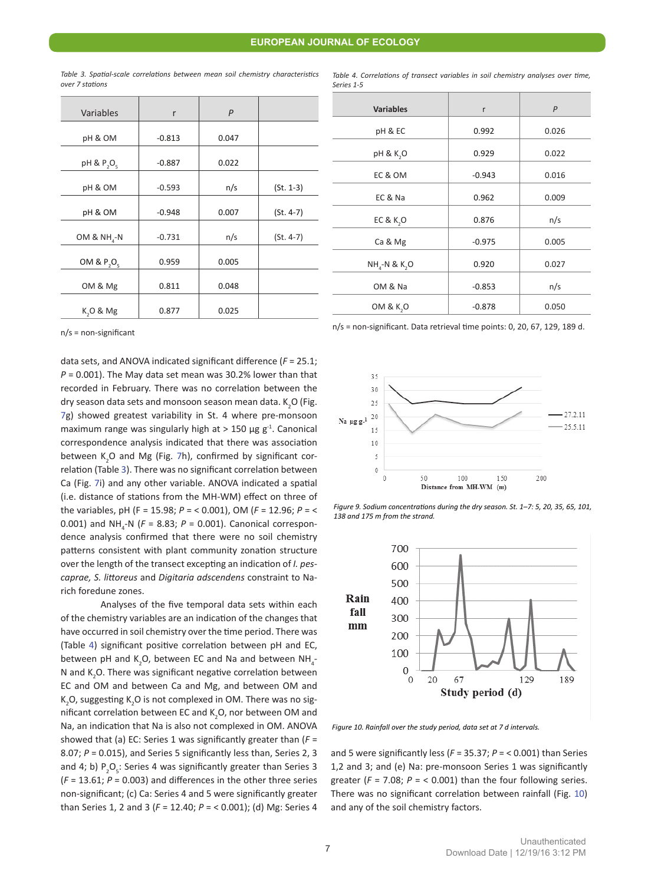Table 3. Spatial-scale correlations between mean soil chemistry characteristics over 7 stations

| Variables | r | P | |
|---|---|---|---|
| pH & OM | -0.813 | 0.047 | |
| pH & $P_2O_5$ | -0.887 | 0.022 | |
| pH & OM | -0.593 | n/s | (St. 1-3) |
| pH & OM | -0.948 | 0.007 | (St. 4-7) |
| OM & $NH_4$-N | -0.731 | n/s | (St. 4-7) |
| OM & $P_2O_5$ | 0.959 | 0.005 | |
| OM & Mg | 0.811 | 0.048 | |
| $K_2O$ & Mg | 0.877 | 0.025 | |

n/s = non-significant

data sets, and ANOVA indicated significant difference ($F$ = 25.1; $P$ = 0.001). The May data set mean was 30.2% lower than that recorded in February. There was no correlation between the dry season data sets and monsoon season mean data. $K_2O$ (Fig. 7g) showed greatest variability in St. 4 where pre-monsoon maximum range was singularly high at > 150 µg $g^{-1}$. Canonical correspondence analysis indicated that there was association between $K_2O$ and Mg (Fig. 7h), confirmed by significant correlation (Table 3). There was no significant correlation between Ca (Fig. 7i) and any other variable. ANOVA indicated a spatial (i.e. distance of stations from the MH-WM) effect on three of the variables, pH (F = 15.98; $P$ = < 0.001), OM (F = 12.96; $P$ = < 0.001) and $NH_4$-N ($F$ = 8.83; $P$ = 0.001). Canonical correspondence analysis confirmed that there were no soil chemistry patterns consistent with plant community zonation structure over the length of the transect excepting an indication of *I. pes-caprae, S. littoreus* and *Digitaria adscendens* constraint to Na-rich foredune zones.

Analyses of the five temporal data sets within each of the chemistry variables are an indication of the changes that have occurred in soil chemistry over the time period. There was (Table 4) significant positive correlation between pH and EC, between pH and $K_2O$, between EC and Na and between $NH_4$-N and $K_2O$. There was significant negative correlation between EC and OM and between Ca and Mg, and between OM and $K_2O$, suggesting $K_2O$ is not complexed in OM. There was no significant correlation between EC and $K_2O$, nor between OM and Na, an indication that Na is also not complexed in OM. ANOVA showed that (a) EC: Series 1 was significantly greater than ($F$ = 8.07; $P$ = 0.015), and Series 5 significantly less than, Series 2, 3 and 4; b) $P_2O_5$: Series 4 was significantly greater than Series 3 ($F$ = 13.61; $P$ = 0.003) and differences in the other three series non-significant; (c) Ca: Series 4 and 5 were significantly greater than Series 1, 2 and 3 ($F$ = 12.40; $P$ = < 0.001); (d) Mg: Series 4 and 5 were significantly less ($F$ = 35.37; $P$ = < 0.001) than Series 1,2 and 3; and (e) Na: pre-monsoon Series 1 was significantly greater ($F$ = 7.08; $P$ = < 0.001) than the four following series. There was no significant correlation between rainfall (Fig. 10) and any of the soil chemistry factors.

Table 4. Correlations of transect variables in soil chemistry analyses over time, Series 1-5

| Variables | r | P |
|---|---|---|
| pH & EC | 0.992 | 0.026 |
| pH & $K_2O$ | 0.929 | 0.022 |
| EC & OM | -0.943 | 0.016 |
| EC & Na | 0.962 | 0.009 |
| EC & $K_2O$ | 0.876 | n/s |
| Ca & Mg | -0.975 | 0.005 |
| $NH_4$-N & $K_2O$ | 0.920 | 0.027 |
| OM & Na | -0.853 | n/s |
| OM & $K_2O$ | -0.878 | 0.050 |

n/s = non-significant. Data retrieval time points: 0, 20, 67, 129, 189 d.

Figure 9. Sodium concentrations during the dry season. St. 1–7: 5, 20, 35, 65, 101, 138 and 175 m from the strand.

Figure 10. Rainfall over the study period, data set at 7 d intervals.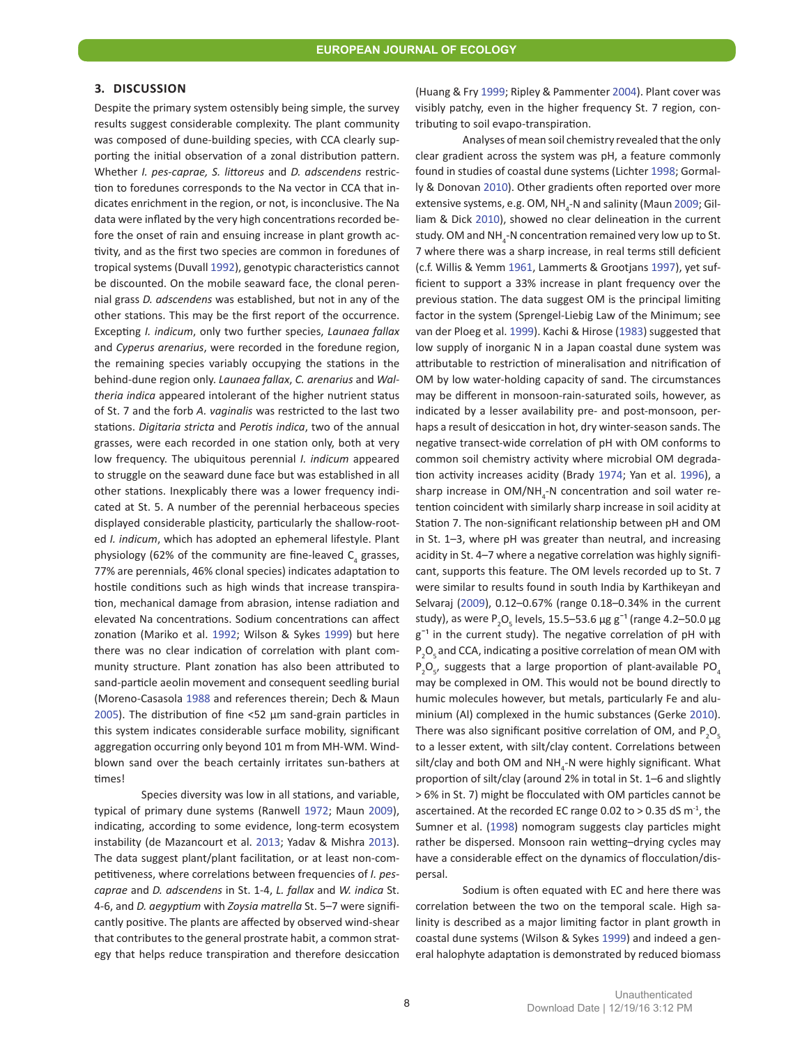## 3. DISCUSSION

Despite the primary system ostensibly being simple, the survey results suggest considerable complexity. The plant community was composed of dune-building species, with CCA clearly supporting the initial observation of a zonal distribution pattern. Whether *I. pes-caprae, S. littoreus* and *D. adscendens* restriction to foredunes corresponds to the Na vector in CCA that indicates enrichment in the region, or not, is inconclusive. The Na data were inflated by the very high concentrations recorded before the onset of rain and ensuing increase in plant growth activity, and as the first two species are common in foredunes of tropical systems (Duvall 1992), genotypic characteristics cannot be discounted. On the mobile seaward face, the clonal perennial grass *D. adscendens* was established, but not in any of the other stations. This may be the first report of the occurrence. Excepting *I. indicum*, only two further species, *Launaea fallax* and *Cyperus arenarius*, were recorded in the foredune region, the remaining species variably occupying the stations in the behind-dune region only. *Launaea fallax*, *C. arenarius* and *Waltheria indica* appeared intolerant of the higher nutrient status of St. 7 and the forb *A. vaginalis* was restricted to the last two stations. *Digitaria stricta* and *Perotis indica*, two of the annual grasses, were each recorded in one station only, both at very low frequency. The ubiquitous perennial *I. indicum* appeared to struggle on the seaward dune face but was established in all other stations. Inexplicably there was a lower frequency indicated at St. 5. A number of the perennial herbaceous species displayed considerable plasticity, particularly the shallow-rooted *I. indicum*, which has adopted an ephemeral lifestyle. Plant physiology (62% of the community are fine-leaved $C_4$ grasses, 77% are perennials, 46% clonal species) indicates adaptation to hostile conditions such as high winds that increase transpiration, mechanical damage from abrasion, intense radiation and elevated Na concentrations. Sodium concentrations can affect zonation (Mariko et al. 1992; Wilson & Sykes 1999) but here there was no clear indication of correlation with plant community structure. Plant zonation has also been attributed to sand-particle aeolin movement and consequent seedling burial (Moreno-Casasola 1988 and references therein; Dech & Maun 2005). The distribution of fine <52 µm sand-grain particles in this system indicates considerable surface mobility, significant aggregation occurring only beyond 101 m from MH-WM. Wind-blown sand over the beach certainly irritates sun-bathers at times!

Species diversity was low in all stations, and variable, typical of primary dune systems (Ranwell 1972; Maun 2009), indicating, according to some evidence, long-term ecosystem instability (de Mazancourt et al. 2013; Yadav & Mishra 2013). The data suggest plant/plant facilitation, or at least non-competitiveness, where correlations between frequencies of *I. pes-caprae* and *D. adscendens* in St. 1-4, *L. fallax* and *W. indica* St. 4-6, and *D. aegyptium* with *Zoysia matrella* St. 5–7 were significantly positive. The plants are affected by observed wind-shear that contributes to the general prostrate habit, a common strategy that helps reduce transpiration and therefore desiccation (Huang & Fry 1999; Ripley & Pammenter 2004). Plant cover was visibly patchy, even in the higher frequency St. 7 region, contributing to soil evapo-transpiration.

Analyses of mean soil chemistry revealed that the only clear gradient across the system was pH, a feature commonly found in studies of coastal dune systems (Lichter 1998; Gormally & Donovan 2010). Other gradients often reported over more extensive systems, e.g. OM, $NH_4$-N and salinity (Maun 2009; Gilliam & Dick 2010), showed no clear delineation in the current study. OM and $NH_4$-N concentration remained very low up to St. 7 where there was a sharp increase, in real terms still deficient (c.f. Willis & Yemm 1961, Lammerts & Grootjans 1997), yet sufficient to support a 33% increase in plant frequency over the previous station. The data suggest OM is the principal limiting factor in the system (Sprengel-Liebig Law of the Minimum; see van der Ploeg et al. 1999). Kachi & Hirose (1983) suggested that low supply of inorganic N in a Japan coastal dune system was attributable to restriction of mineralisation and nitrification of OM by low water-holding capacity of sand. The circumstances may be different in monsoon-rain-saturated soils, however, as indicated by a lesser availability pre- and post-monsoon, perhaps a result of desiccation in hot, dry winter-season sands. The negative transect-wide correlation of pH with OM conforms to common soil chemistry activity where microbial OM degradation activity increases acidity (Brady 1974; Yan et al. 1996), a sharp increase in OM/$NH_4$-N concentration and soil water retention coincident with similarly sharp increase in soil acidity at Station 7. The non-significant relationship between pH and OM in St. 1–3, where pH was greater than neutral, and increasing acidity in St. 4–7 where a negative correlation was highly significant, supports this feature. The OM levels recorded up to St. 7 were similar to results found in south India by Karthikeyan and Selvaraj (2009), 0.12–0.67% (range 0.18–0.34% in the current study), as were $P_2O_5$ levels, 15.5–53.6 µg $g^{-1}$ (range 4.2–50.0 µg $g^{-1}$ in the current study). The negative correlation of pH with $P_2O_5$ and CCA, indicating a positive correlation of mean OM with $P_2O_5$, suggests that a large proportion of plant-available $PO_4$ may be complexed in OM. This would not be bound directly to humic molecules however, but metals, particularly Fe and aluminium (Al) complexed in the humic substances (Gerke 2010). There was also significant positive correlation of OM, and $P_2O_5$ to a lesser extent, with silt/clay content. Correlations between silt/clay and both OM and $NH_4$-N were highly significant. What proportion of silt/clay (around 2% in total in St. 1–6 and slightly > 6% in St. 7) might be flocculated with OM particles cannot be ascertained. At the recorded EC range 0.02 to > 0.35 dS $m^{-1}$, the Sumner et al. (1998) nomogram suggests clay particles might rather be dispersed. Monsoon rain wetting–drying cycles may have a considerable effect on the dynamics of flocculation/dispersal.

Sodium is often equated with EC and here there was correlation between the two on the temporal scale. High salinity is described as a major limiting factor in plant growth in coastal dune systems (Wilson & Sykes 1999) and indeed a general halophyte adaptation is demonstrated by reduced biomass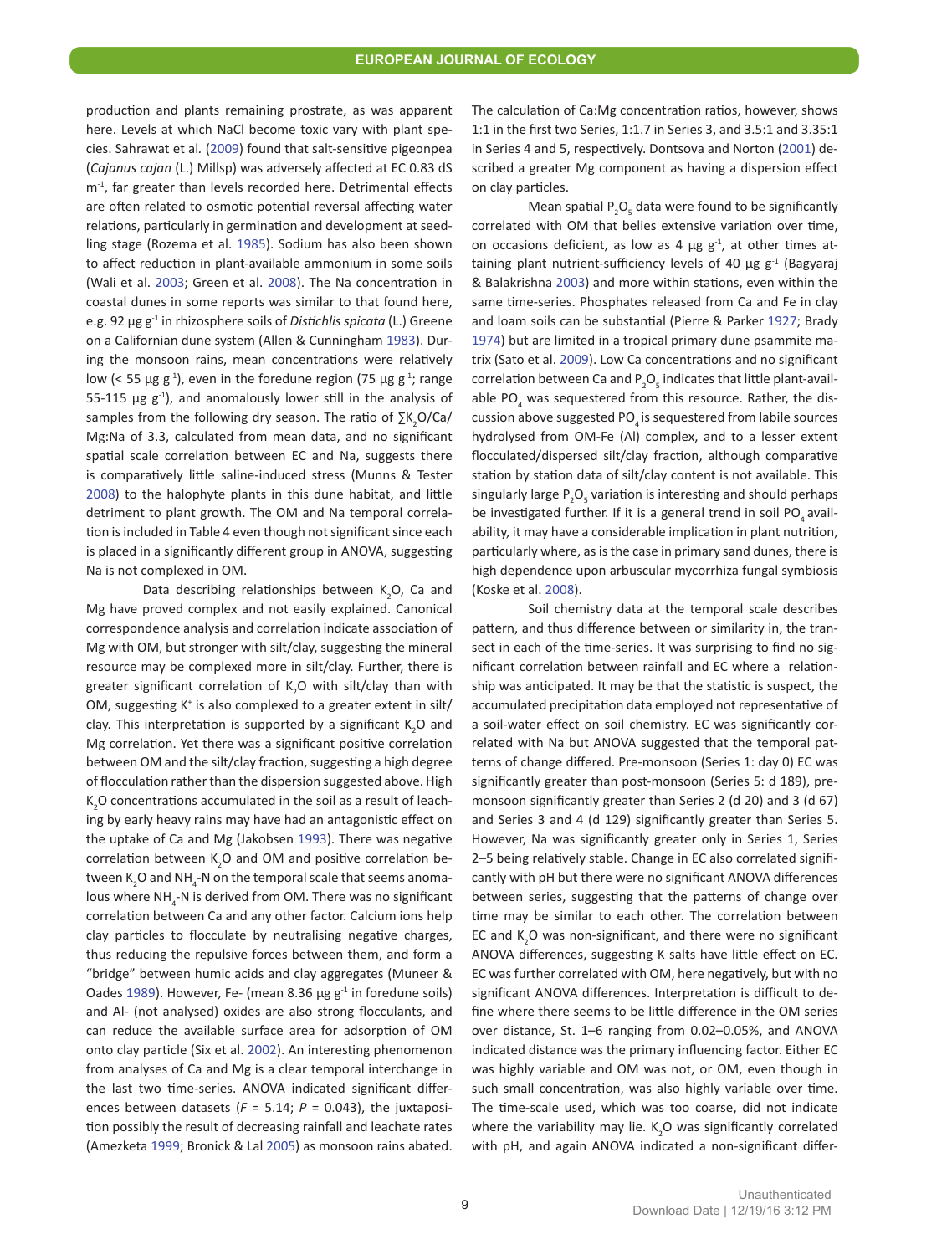production and plants remaining prostrate, as was apparent here. Levels at which NaCl become toxic vary with plant species. Sahrawat et al. (2009) found that salt-sensitive pigeonpea (*Cajanus cajan* (L.) Millsp) was adversely affected at EC 0.83 dS $m^{-1}$, far greater than levels recorded here. Detrimental effects are often related to osmotic potential reversal affecting water relations, particularly in germination and development at seedling stage (Rozema et al. 1985). Sodium has also been shown to affect reduction in plant-available ammonium in some soils (Wali et al. 2003; Green et al. 2008). The Na concentration in coastal dunes in some reports was similar to that found here, e.g. 92 µg $g^{-1}$ in rhizosphere soils of *Distichlis spicata* (L.) Greene on a Californian dune system (Allen & Cunningham 1983). During the monsoon rains, mean concentrations were relatively low (< 55 µg $g^{-1}$), even in the foredune region (75 µg $g^{-1}$; range 55-115 µg $g^{-1}$), and anomalously lower still in the analysis of samples from the following dry season. The ratio of $\sum K_2O/Ca/Mg:Na$ of 3.3, calculated from mean data, and no significant spatial scale correlation between EC and Na, suggests there is comparatively little saline-induced stress (Munns & Tester 2008) to the halophyte plants in this dune habitat, and little detriment to plant growth. The OM and Na temporal correlation is included in Table 4 even though not significant since each is placed in a significantly different group in ANOVA, suggesting Na is not complexed in OM.

Data describing relationships between $K_2O$, Ca and Mg have proved complex and not easily explained. Canonical correspondence analysis and correlation indicate association of Mg with OM, but stronger with silt/clay, suggesting the mineral resource may be complexed more in silt/clay. Further, there is greater significant correlation of $K_2O$ with silt/clay than with OM, suggesting $K^+$ is also complexed to a greater extent in silt/clay. This interpretation is supported by a significant $K_2O$ and Mg correlation. Yet there was a significant positive correlation between OM and the silt/clay fraction, suggesting a high degree of flocculation rather than the dispersion suggested above. High $K_2O$ concentrations accumulated in the soil as a result of leaching by early heavy rains may have had an antagonistic effect on the uptake of Ca and Mg (Jakobsen 1993). There was negative correlation between $K_2O$ and OM and positive correlation between $K_2O$ and $NH_4$-N on the temporal scale that seems anomalous where $NH_4$-N is derived from OM. There was no significant correlation between Ca and any other factor. Calcium ions help clay particles to flocculate by neutralising negative charges, thus reducing the repulsive forces between them, and form a "bridge" between humic acids and clay aggregates (Muneer & Oades 1989). However, Fe- (mean 8.36 µg $g^{-1}$ in foredune soils) and Al- (not analysed) oxides are also strong flocculants, and can reduce the available surface area for adsorption of OM onto clay particle (Six et al. 2002). An interesting phenomenon from analyses of Ca and Mg is a clear temporal interchange in the last two time-series. ANOVA indicated significant differences between datasets ($F = 5.14$; $P = 0.043$), the juxtaposition possibly the result of decreasing rainfall and leachate rates (Amezketa 1999; Bronick & Lal 2005) as monsoon rains abated. The calculation of Ca:Mg concentration ratios, however, shows 1:1 in the first two Series, 1:1.7 in Series 3, and 3.5:1 and 3.35:1 in Series 4 and 5, respectively. Dontsova and Norton (2001) described a greater Mg component as having a dispersion effect on clay particles.

Mean spatial $P_2O_5$ data were found to be significantly correlated with OM that belies extensive variation over time, on occasions deficient, as low as 4 µg $g^{-1}$, at other times attaining plant nutrient-sufficiency levels of 40 µg $g^{-1}$ (Bagyaraj & Balakrishna 2003) and more within stations, even within the same time-series. Phosphates released from Ca and Fe in clay and loam soils can be substantial (Pierre & Parker 1927; Brady 1974) but are limited in a tropical primary dune psammite matrix (Sato et al. 2009). Low Ca concentrations and no significant correlation between Ca and $P_2O_5$ indicates that little plant-available $PO_4$ was sequestered from this resource. Rather, the discussion above suggested $PO_4$ is sequestered from labile sources hydrolysed from OM-Fe (Al) complex, and to a lesser extent flocculated/dispersed silt/clay fraction, although comparative station by station data of silt/clay content is not available. This singularly large $P_2O_5$ variation is interesting and should perhaps be investigated further. If it is a general trend in soil $PO_4$ availability, it may have a considerable implication in plant nutrition, particularly where, as is the case in primary sand dunes, there is high dependence upon arbuscular mycorrhiza fungal symbiosis (Koske et al. 2008).

Soil chemistry data at the temporal scale describes pattern, and thus difference between or similarity in, the transect in each of the time-series. It was surprising to find no significant correlation between rainfall and EC where a relationship was anticipated. It may be that the statistic is suspect, the accumulated precipitation data employed not representative of a soil-water effect on soil chemistry. EC was significantly correlated with Na but ANOVA suggested that the temporal patterns of change differed. Pre-monsoon (Series 1: day 0) EC was significantly greater than post-monsoon (Series 5: d 189), pre-monsoon significantly greater than Series 2 (d 20) and 3 (d 67) and Series 3 and 4 (d 129) significantly greater than Series 5. However, Na was significantly greater only in Series 1, Series 2–5 being relatively stable. Change in EC also correlated significantly with pH but there were no significant ANOVA differences between series, suggesting that the patterns of change over time may be similar to each other. The correlation between EC and $K_2O$ was non-significant, and there were no significant ANOVA differences, suggesting K salts have little effect on EC. EC was further correlated with OM, here negatively, but with no significant ANOVA differences. Interpretation is difficult to define where there seems to be little difference in the OM series over distance, St. 1–6 ranging from 0.02–0.05%, and ANOVA indicated distance was the primary influencing factor. Either EC was highly variable and OM was not, or OM, even though in such small concentration, was also highly variable over time. The time-scale used, which was too coarse, did not indicate where the variability may lie. $K_2O$ was significantly correlated with pH, and again ANOVA indicated a non-significant differ-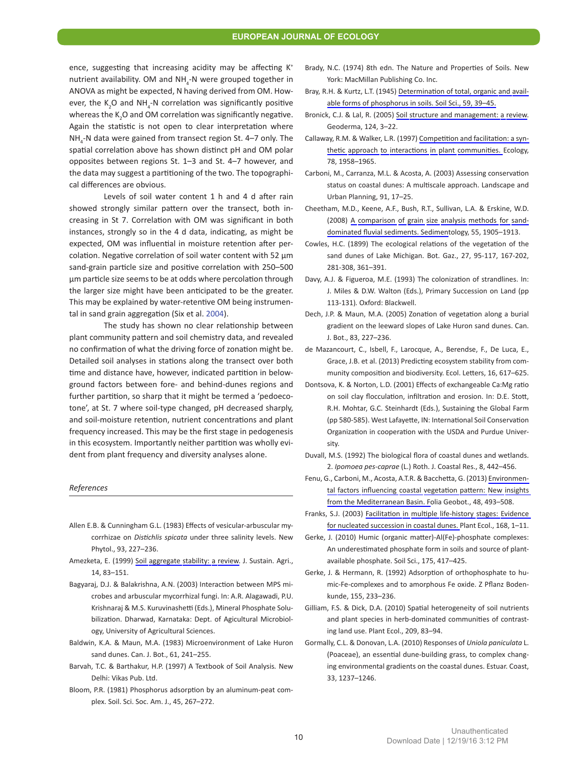ence, suggesting that increasing acidity may be affecting $K^+$ nutrient availability. OM and $NH_4$-N were grouped together in ANOVA as might be expected, N having derived from OM. However, the $K_2O$ and $NH_4$-N correlation was significantly positive whereas the $K_2O$ and OM correlation was significantly negative. Again the statistic is not open to clear interpretation where $NH_4$-N data were gained from transect region St. 4–7 only. The spatial correlation above has shown distinct pH and OM polar opposites between regions St. 1–3 and St. 4–7 however, and the data may suggest a partitioning of the two. The topographical differences are obvious.

Levels of soil water content 1 h and 4 d after rain showed strongly similar pattern over the transect, both increasing in St 7. Correlation with OM was significant in both instances, strongly so in the 4 d data, indicating, as might be expected, OM was influential in moisture retention after percolation. Negative correlation of soil water content with 52 µm sand-grain particle size and positive correlation with 250–500 µm particle size seems to be at odds where percolation through the larger size might have been anticipated to be the greater. This may be explained by water-retentive OM being instrumental in sand grain aggregation (Six et al. 2004).

The study has shown no clear relationship between plant community pattern and soil chemistry data, and revealed no confirmation of what the driving force of zonation might be. Detailed soil analyses in stations along the transect over both time and distance have, however, indicated partition in belowground factors between fore- and behind-dunes regions and further partition, so sharp that it might be termed a 'pedoecotone', at St. 7 where soil-type changed, pH decreased sharply, and soil-moisture retention, nutrient concentrations and plant frequency increased. This may be the first stage in pedogenesis in this ecosystem. Importantly neither partition was wholly evident from plant frequency and diversity analyses alone.

*References*

Allen E.B. & Cunningham G.L. (1983) Effects of vesicular-arbuscular mycorrhizae on *Distichlis spicata* under three salinity levels. New Phytol., 93, 227–236.

Amezketa, E. (1999) Soil aggregate stability: a review. J. Sustain. Agri., 14, 83–151.

Bagyaraj, D.J. & Balakrishna, A.N. (2003) Interaction between MPS microbes and arbuscular mycorrhizal fungi. In: A.R. Alagawadi, P.U. Krishnaraj & M.S. Kuruvinashetti (Eds.), Mineral Phosphate Solubilization. Dharwad, Karnataka: Dept. of Agicultural Microbiology, University of Agricultural Sciences.

Baldwin, K.A. & Maun, M.A. (1983) Microenvironment of Lake Huron sand dunes. Can. J. Bot., 61, 241–255.

Barvah, T.C. & Barthakur, H.P. (1997) A Textbook of Soil Analysis. New Delhi: Vikas Pub. Ltd.

Bloom, P.R. (1981) Phosphorus adsorption by an aluminum-peat complex. Soil. Sci. Soc. Am. J., 45, 267–272.

Brady, N.C. (1974) 8th edn. The Nature and Properties of Soils. New York: MacMillan Publishing Co. Inc.

Bray, R.H. & Kurtz, L.T. (1945) Determination of total, organic and available forms of phosphorus in soils. Soil Sci., 59, 39–45.

Bronick, C.J. & Lal, R. (2005) Soil structure and management: a review. Geoderma, 124, 3–22.

Callaway, R.M. & Walker, L.R. (1997) Competition and facilitation: a synthetic approach to interactions in plant communities. Ecology, 78, 1958–1965.

Carboni, M., Carranza, M.L. & Acosta, A. (2003) Assessing conservation status on coastal dunes: A multiscale approach. Landscape and Urban Planning, 91, 17–25.

Cheetham, M.D., Keene, A.F., Bush, R.T., Sullivan, L.A. & Erskine, W.D. (2008) A comparison of grain size analysis methods for sand-dominated fluvial sediments. Sedimentology, 55, 1905–1913.

Cowles, H.C. (1899) The ecological relations of the vegetation of the sand dunes of Lake Michigan. Bot. Gaz., 27, 95-117, 167-202, 281-308, 361–391.

Davy, A.J. & Figueroa, M.E. (1993) The colonization of strandlines. In: J. Miles & D.W. Walton (Eds.), Primary Succession on Land (pp 113-131). Oxford: Blackwell.

Dech, J.P. & Maun, M.A. (2005) Zonation of vegetation along a burial gradient on the leeward slopes of Lake Huron sand dunes. Can. J. Bot., 83, 227–236.

de Mazancourt, C., Isbell, F., Larocque, A., Berendse, F., De Luca, E., Grace, J.B. et al. (2013) Predicting ecosystem stability from community composition and biodiversity. Ecol. Letters, 16, 617–625.

Dontsova, K. & Norton, L.D. (2001) Effects of exchangeable Ca:Mg ratio on soil clay flocculation, infiltration and erosion. In: D.E. Stott, R.H. Mohtar, G.C. Steinhardt (Eds.), Sustaining the Global Farm (pp 580-585). West Lafayette, IN: International Soil Conservation Organization in cooperation with the USDA and Purdue University.

Duvall, M.S. (1992) The biological flora of coastal dunes and wetlands. 2. *Ipomoea pes-caprae* (L.) Roth. J. Coastal Res., 8, 442–456.

Fenu, G., Carboni, M., Acosta, A.T.R. & Bacchetta, G. (2013) Environmental factors influencing coastal vegetation pattern: New insights from the Mediterranean Basin. Folia Geobot., 48, 493–508.

Franks, S.J. (2003) Facilitation in multiple life-history stages: Evidence for nucleated succession in coastal dunes. Plant Ecol., 168, 1–11.

Gerke, J. (2010) Humic (organic matter)-Al(Fe)-phosphate complexes: An underestimated phosphate form in soils and source of plant-available phosphate. Soil Sci., 175, 417–425.

Gerke, J. & Hermann, R. (1992) Adsorption of orthophosphate to humic-Fe-complexes and to amorphous Fe oxide. Z Pflanz Bodenkunde, 155, 233–236.

Gilliam, F.S. & Dick, D.A. (2010) Spatial heterogeneity of soil nutrients and plant species in herb-dominated communities of contrasting land use. Plant Ecol., 209, 83–94.

Gormally, C.L. & Donovan, L.A. (2010) Responses of *Uniola paniculata* L. (Poaceae), an essential dune-building grass, to complex changing environmental gradients on the coastal dunes. Estuar. Coast, 33, 1237–1246.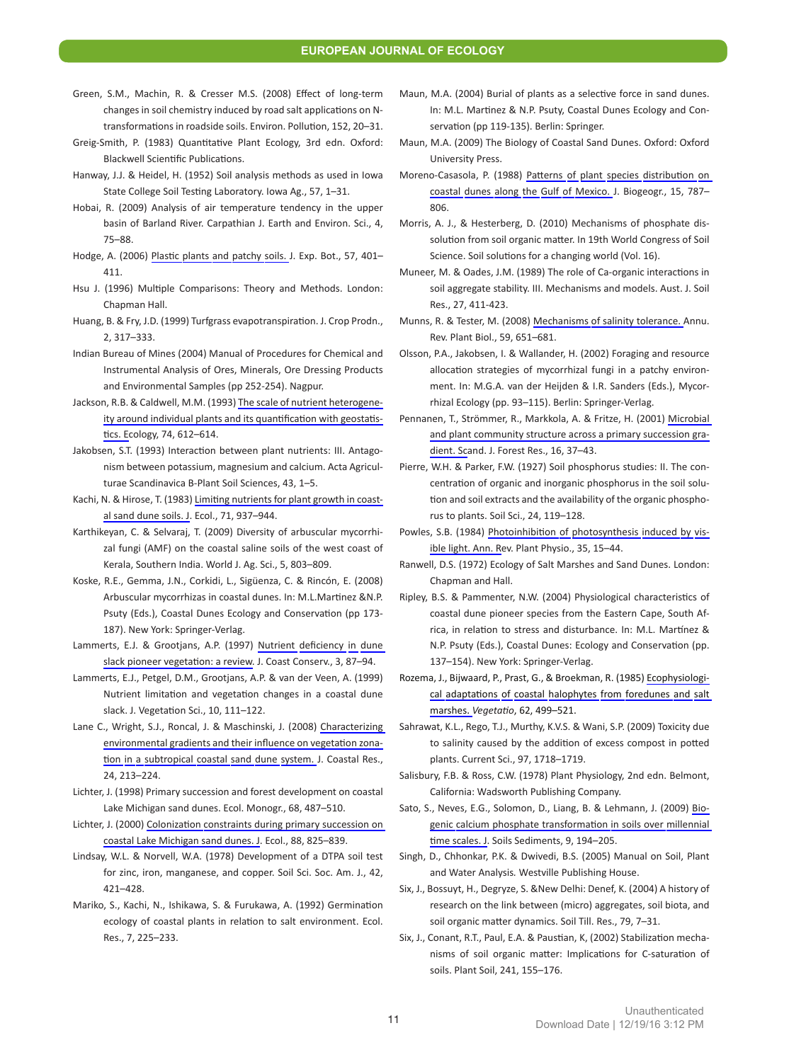Green, S.M., Machin, R. & Cresser M.S. (2008) Effect of long-term changes in soil chemistry induced by road salt applications on N-transformations in roadside soils. Environ. Pollution, 152, 20–31.

Greig-Smith, P. (1983) Quantitative Plant Ecology, 3rd edn. Oxford: Blackwell Scientific Publications.

Hanway, J.J. & Heidel, H. (1952) Soil analysis methods as used in Iowa State College Soil Testing Laboratory. Iowa Ag., 57, 1–31.

Hobai, R. (2009) Analysis of air temperature tendency in the upper basin of Barland River. Carpathian J. Earth and Environ. Sci., 4, 75–88.

Hodge, A. (2006) Plastic plants and patchy soils. J. Exp. Bot., 57, 401–411.

Hsu J. (1996) Multiple Comparisons: Theory and Methods. London: Chapman Hall.

Huang, B. & Fry, J.D. (1999) Turfgrass evapotranspiration. J. Crop Prodn., 2, 317–333.

Indian Bureau of Mines (2004) Manual of Procedures for Chemical and Instrumental Analysis of Ores, Minerals, Ore Dressing Products and Environmental Samples (pp 252-254). Nagpur.

Jackson, R.B. & Caldwell, M.M. (1993) The scale of nutrient heterogeneity around individual plants and its quantification with geostatistics. Ecology, 74, 612–614.

Jakobsen, S.T. (1993) Interaction between plant nutrients: III. Antagonism between potassium, magnesium and calcium. Acta Agriculturae Scandinavica B-Plant Soil Sciences, 43, 1–5.

Kachi, N. & Hirose, T. (1983) Limiting nutrients for plant growth in coastal sand dune soils. J. Ecol., 71, 937–944.

Karthikeyan, C. & Selvaraj, T. (2009) Diversity of arbuscular mycorrhizal fungi (AMF) on the coastal saline soils of the west coast of Kerala, Southern India. World J. Ag. Sci., 5, 803–809.

Koske, R.E., Gemma, J.N., Corkidi, L., Sigüenza, C. & Rincón, E. (2008) Arbuscular mycorrhizas in coastal dunes. In: M.L.Martinez &N.P. Psuty (Eds.), Coastal Dunes Ecology and Conservation (pp 173-187). New York: Springer-Verlag.

Lammerts, E.J. & Grootjans, A.P. (1997) Nutrient deficiency in dune slack pioneer vegetation: a review. J. Coast Conserv., 3, 87–94.

Lammerts, E.J., Petgel, D.M., Grootjans, A.P. & van der Veen, A. (1999) Nutrient limitation and vegetation changes in a coastal dune slack. J. Vegetation Sci., 10, 111–122.

Lane C., Wright, S.J., Roncal, J. & Maschinski, J. (2008) Characterizing environmental gradients and their influence on vegetation zonation in a subtropical coastal sand dune system. J. Coastal Res., 24, 213–224.

Lichter, J. (1998) Primary succession and forest development on coastal Lake Michigan sand dunes. Ecol. Monogr., 68, 487–510.

Lichter, J. (2000) Colonization constraints during primary succession on coastal Lake Michigan sand dunes. J. Ecol., 88, 825–839.

Lindsay, W.L. & Norvell, W.A. (1978) Development of a DTPA soil test for zinc, iron, manganese, and copper. Soil Sci. Soc. Am. J., 42, 421–428.

Mariko, S., Kachi, N., Ishikawa, S. & Furukawa, A. (1992) Germination ecology of coastal plants in relation to salt environment. Ecol. Res., 7, 225–233.

Maun, M.A. (2004) Burial of plants as a selective force in sand dunes. In: M.L. Martinez & N.P. Psuty, Coastal Dunes Ecology and Conservation (pp 119-135). Berlin: Springer.

Maun, M.A. (2009) The Biology of Coastal Sand Dunes. Oxford: Oxford University Press.

Moreno-Casasola, P. (1988) Patterns of plant species distribution on coastal dunes along the Gulf of Mexico. J. Biogeogr., 15, 787–806.

Morris, A. J., & Hesterberg, D. (2010) Mechanisms of phosphate dissolution from soil organic matter. In 19th World Congress of Soil Science. Soil solutions for a changing world (Vol. 16).

Muneer, M. & Oades, J.M. (1989) The role of Ca-organic interactions in soil aggregate stability. III. Mechanisms and models. Aust. J. Soil Res., 27, 411-423.

Munns, R. & Tester, M. (2008) Mechanisms of salinity tolerance. Annu. Rev. Plant Biol., 59, 651–681.

Olsson, P.A., Jakobsen, I. & Wallander, H. (2002) Foraging and resource allocation strategies of mycorrhizal fungi in a patchy environment. In: M.G.A. van der Heijden & I.R. Sanders (Eds.), Mycorrhizal Ecology (pp. 93–115). Berlin: Springer-Verlag.

Pennanen, T., Strömmer, R., Markkola, A. & Fritze, H. (2001) Microbial and plant community structure across a primary succession gradient. Scand. J. Forest Res., 16, 37–43.

Pierre, W.H. & Parker, F.W. (1927) Soil phosphorus studies: II. The concentration of organic and inorganic phosphorus in the soil solution and soil extracts and the availability of the organic phosphorus to plants. Soil Sci., 24, 119–128.

Powles, S.B. (1984) Photoinhibition of photosynthesis induced by visible light. Ann. Rev. Plant Physio., 35, 15–44.

Ranwell, D.S. (1972) Ecology of Salt Marshes and Sand Dunes. London: Chapman and Hall.

Ripley, B.S. & Pammenter, N.W. (2004) Physiological characteristics of coastal dune pioneer species from the Eastern Cape, South Africa, in relation to stress and disturbance. In: M.L. Martínez & N.P. Psuty (Eds.), Coastal Dunes: Ecology and Conservation (pp. 137–154). New York: Springer-Verlag.

Rozema, J., Bijwaard, P., Prast, G., & Broekman, R. (1985) Ecophysiological adaptations of coastal halophytes from foredunes and salt marshes. *Vegetatio*, 62, 499–521.

Sahrawat, K.L., Rego, T.J., Murthy, K.V.S. & Wani, S.P. (2009) Toxicity due to salinity caused by the addition of excess compost in potted plants. Current Sci., 97, 1718–1719.

Salisbury, F.B. & Ross, C.W. (1978) Plant Physiology, 2nd edn. Belmont, California: Wadsworth Publishing Company.

Sato, S., Neves, E.G., Solomon, D., Liang, B. & Lehmann, J. (2009) Biogenic calcium phosphate transformation in soils over millennial time scales. J. Soils Sediments, 9, 194–205.

Singh, D., Chhonkar, P.K. & Dwivedi, B.S. (2005) Manual on Soil, Plant and Water Analysis. Westville Publishing House.

Six, J., Bossuyt, H., Degryze, S. &New Delhi: Denef, K. (2004) A history of research on the link between (micro) aggregates, soil biota, and soil organic matter dynamics. Soil Till. Res., 79, 7–31.

Six, J., Conant, R.T., Paul, E.A. & Paustian, K, (2002) Stabilization mechanisms of soil organic matter: Implications for C-saturation of soils. Plant Soil, 241, 155–176.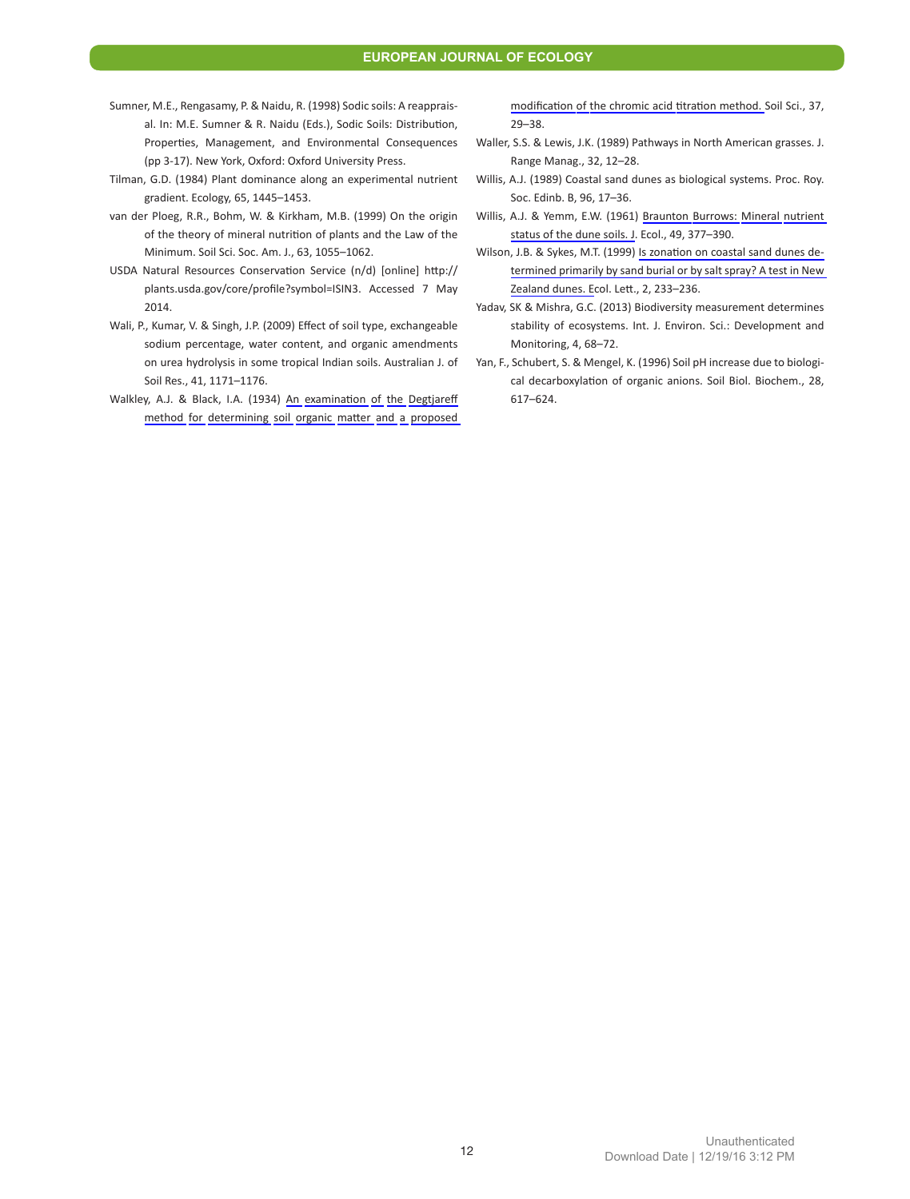Sumner, M.E., Rengasamy, P. & Naidu, R. (1998) Sodic soils: A reappraisal. In: M.E. Sumner & R. Naidu (Eds.), Sodic Soils: Distribution, Properties, Management, and Environmental Consequences (pp 3-17). New York, Oxford: Oxford University Press.

Tilman, G.D. (1984) Plant dominance along an experimental nutrient gradient. Ecology, 65, 1445–1453.

van der Ploeg, R.R., Bohm, W. & Kirkham, M.B. (1999) On the origin of the theory of mineral nutrition of plants and the Law of the Minimum. Soil Sci. Soc. Am. J., 63, 1055–1062.

USDA Natural Resources Conservation Service (n/d) [online] http://plants.usda.gov/core/profile?symbol=ISIN3. Accessed 7 May 2014.

Wali, P., Kumar, V. & Singh, J.P. (2009) Effect of soil type, exchangeable sodium percentage, water content, and organic amendments on urea hydrolysis in some tropical Indian soils. Australian J. of Soil Res., 41, 1171–1176.

Walkley, A.J. & Black, I.A. (1934) An examination of the Degtjareff method for determining soil organic matter and a proposed modification of the chromic acid titration method. Soil Sci., 37, 29–38.

Waller, S.S. & Lewis, J.K. (1989) Pathways in North American grasses. J. Range Manag., 32, 12–28.

Willis, A.J. (1989) Coastal sand dunes as biological systems. Proc. Roy. Soc. Edinb. B, 96, 17–36.

Willis, A.J. & Yemm, E.W. (1961) Braunton Burrows: Mineral nutrient status of the dune soils. J. Ecol., 49, 377–390.

Wilson, J.B. & Sykes, M.T. (1999) Is zonation on coastal sand dunes determined primarily by sand burial or by salt spray? A test in New Zealand dunes. Ecol. Lett., 2, 233–236.

Yadav, SK & Mishra, G.C. (2013) Biodiversity measurement determines stability of ecosystems. Int. J. Environ. Sci.: Development and Monitoring, 4, 68–72.

Yan, F., Schubert, S. & Mengel, K. (1996) Soil pH increase due to biological decarboxylation of organic anions. Soil Biol. Biochem., 28, 617–624.